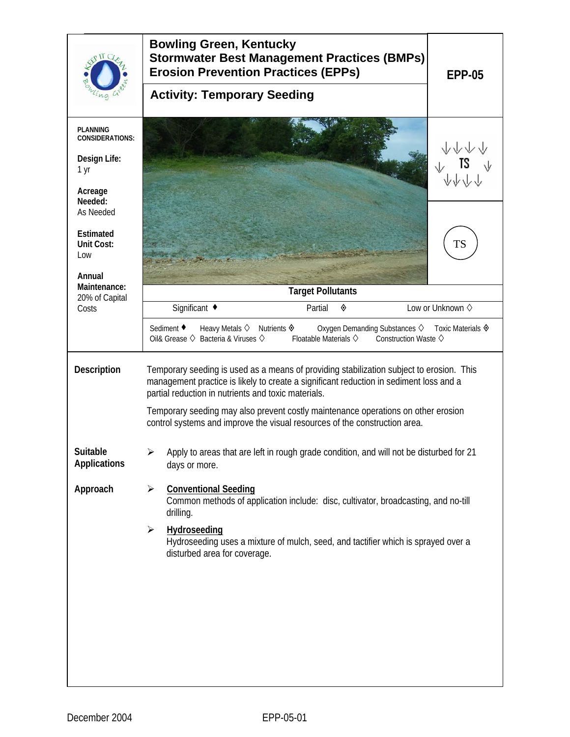# Bowling Green, Kentucky
# Stormwater Best Management Practices (BMPs)
# Erosion Prevention Practices (EPPs)

**EPP-05**

## Activity: Temporary Seeding

**PLANNING CONSIDERATIONS:**

**Design Life:**
1 yr

**Acreage Needed:**
As Needed

**Estimated Unit Cost:**
Low

**Annual Maintenance:**
20% of Capital Costs

TS

**Target Pollutants**

| Significant ♦ | Partial ◊ | Low or Unknown ◊ |
|---|---|---|

Sediment ♦ Heavy Metals ◊ Nutrients ◊ Oxygen Demanding Substances ◊ Toxic Materials ◊
Oil& Grease ◊ Bacteria & Viruses ◊ Floatable Materials ◊ Construction Waste ◊

### Description

Temporary seeding is used as a means of providing stabilization subject to erosion. This management practice is likely to create a significant reduction in sediment loss and a partial reduction in nutrients and toxic materials.

Temporary seeding may also prevent costly maintenance operations on other erosion control systems and improve the visual resources of the construction area.

### Suitable Applications

- Apply to areas that are left in rough grade condition, and will not be disturbed for 21 days or more.

### Approach

- **Conventional Seeding**
  Common methods of application include: disc, cultivator, broadcasting, and no-till drilling.
- **Hydroseeding**
  Hydroseeding uses a mixture of mulch, seed, and tactifier which is sprayed over a disturbed area for coverage.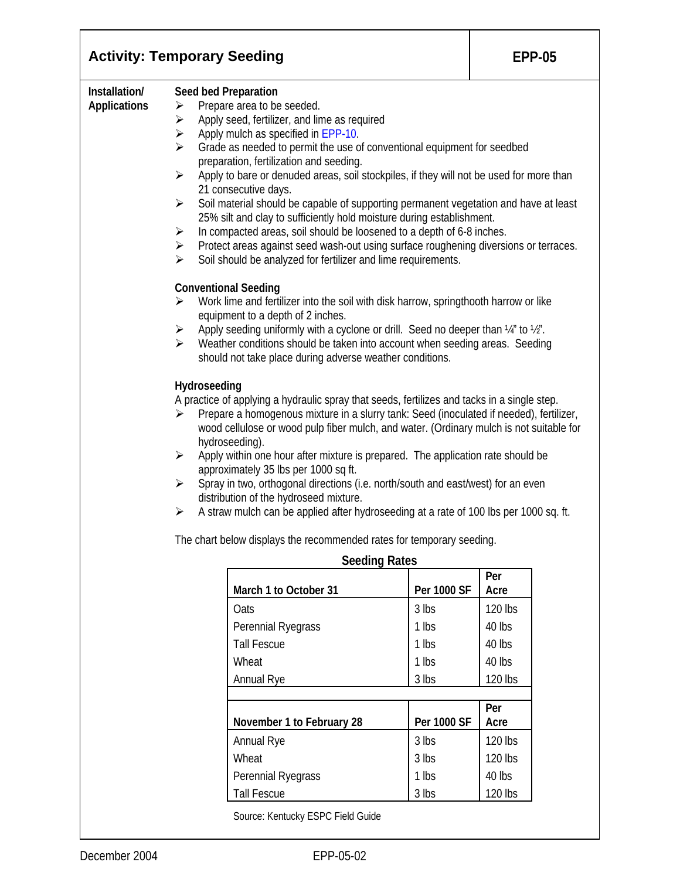# Activity: Temporary Seeding

**EPP-05**

**Installation/ Applications**

### Seed bed Preparation

- Prepare area to be seeded.
- Apply seed, fertilizer, and lime as required
- Apply mulch as specified in EPP-10.
- Grade as needed to permit the use of conventional equipment for seedbed preparation, fertilization and seeding.
- Apply to bare or denuded areas, soil stockpiles, if they will not be used for more than 21 consecutive days.
- Soil material should be capable of supporting permanent vegetation and have at least 25% silt and clay to sufficiently hold moisture during establishment.
- In compacted areas, soil should be loosened to a depth of 6-8 inches.
- Protect areas against seed wash-out using surface roughening diversions or terraces.
- Soil should be analyzed for fertilizer and lime requirements.

### Conventional Seeding

- Work lime and fertilizer into the soil with disk harrow, springthooth harrow or like equipment to a depth of 2 inches.
- Apply seeding uniformly with a cyclone or drill. Seed no deeper than ¼" to ½".
- Weather conditions should be taken into account when seeding areas. Seeding should not take place during adverse weather conditions.

### Hydroseeding

A practice of applying a hydraulic spray that seeds, fertilizes and tacks in a single step.

- Prepare a homogenous mixture in a slurry tank: Seed (inoculated if needed), fertilizer, wood cellulose or wood pulp fiber mulch, and water. (Ordinary mulch is not suitable for hydroseeding).
- Apply within one hour after mixture is prepared. The application rate should be approximately 35 lbs per 1000 sq ft.
- Spray in two, orthogonal directions (i.e. north/south and east/west) for an even distribution of the hydroseed mixture.
- A straw mulch can be applied after hydroseeding at a rate of 100 lbs per 1000 sq. ft.

The chart below displays the recommended rates for temporary seeding.

**Seeding Rates**

| March 1 to October 31 | Per 1000 SF | Per Acre |
|---|---|---|
| Oats | 3 lbs | 120 lbs |
| Perennial Ryegrass | 1 lbs | 40 lbs |
| Tall Fescue | 1 lbs | 40 lbs |
| Wheat | 1 lbs | 40 lbs |
| Annual Rye | 3 lbs | 120 lbs |
| | | |
| **November 1 to February 28** | **Per 1000 SF** | **Per Acre** |
| Annual Rye | 3 lbs | 120 lbs |
| Wheat | 3 lbs | 120 lbs |
| Perennial Ryegrass | 1 lbs | 40 lbs |
| Tall Fescue | 3 lbs | 120 lbs |

Source: Kentucky ESPC Field Guide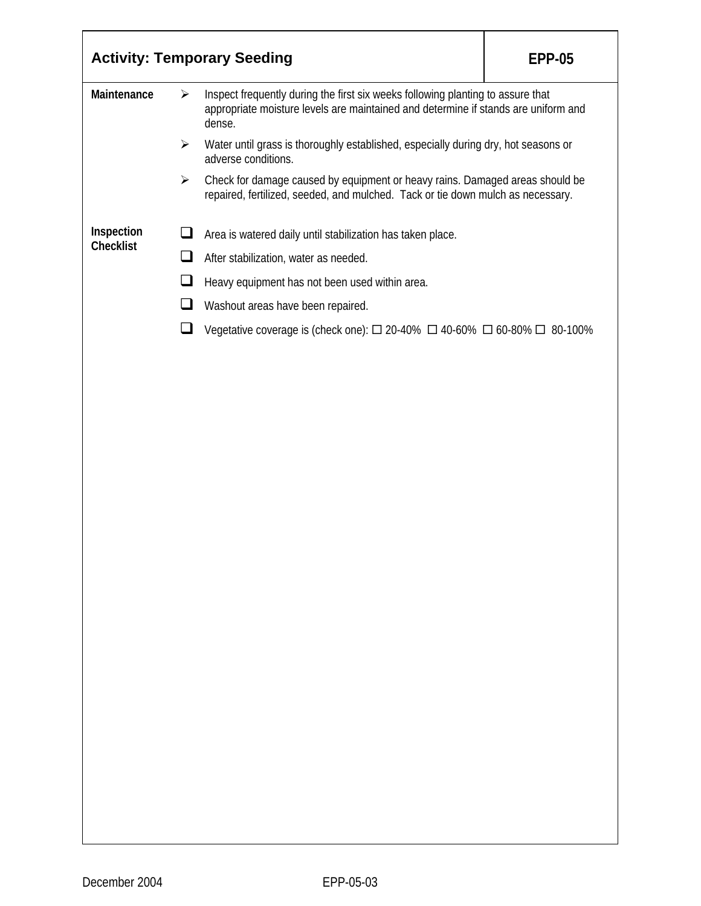## Activity: Temporary Seeding — EPP-05

**Maintenance**

- Inspect frequently during the first six weeks following planting to assure that appropriate moisture levels are maintained and determine if stands are uniform and dense.
- Water until grass is thoroughly established, especially during dry, hot seasons or adverse conditions.
- Check for damage caused by equipment or heavy rains. Damaged areas should be repaired, fertilized, seeded, and mulched. Tack or tie down mulch as necessary.

**Inspection Checklist**

- ☐ Area is watered daily until stabilization has taken place.
- ☐ After stabilization, water as needed.
- ☐ Heavy equipment has not been used within area.
- ☐ Washout areas have been repaired.
- ☐ Vegetative coverage is (check one): ☐ 20-40% ☐ 40-60% ☐ 60-80% ☐ 80-100%